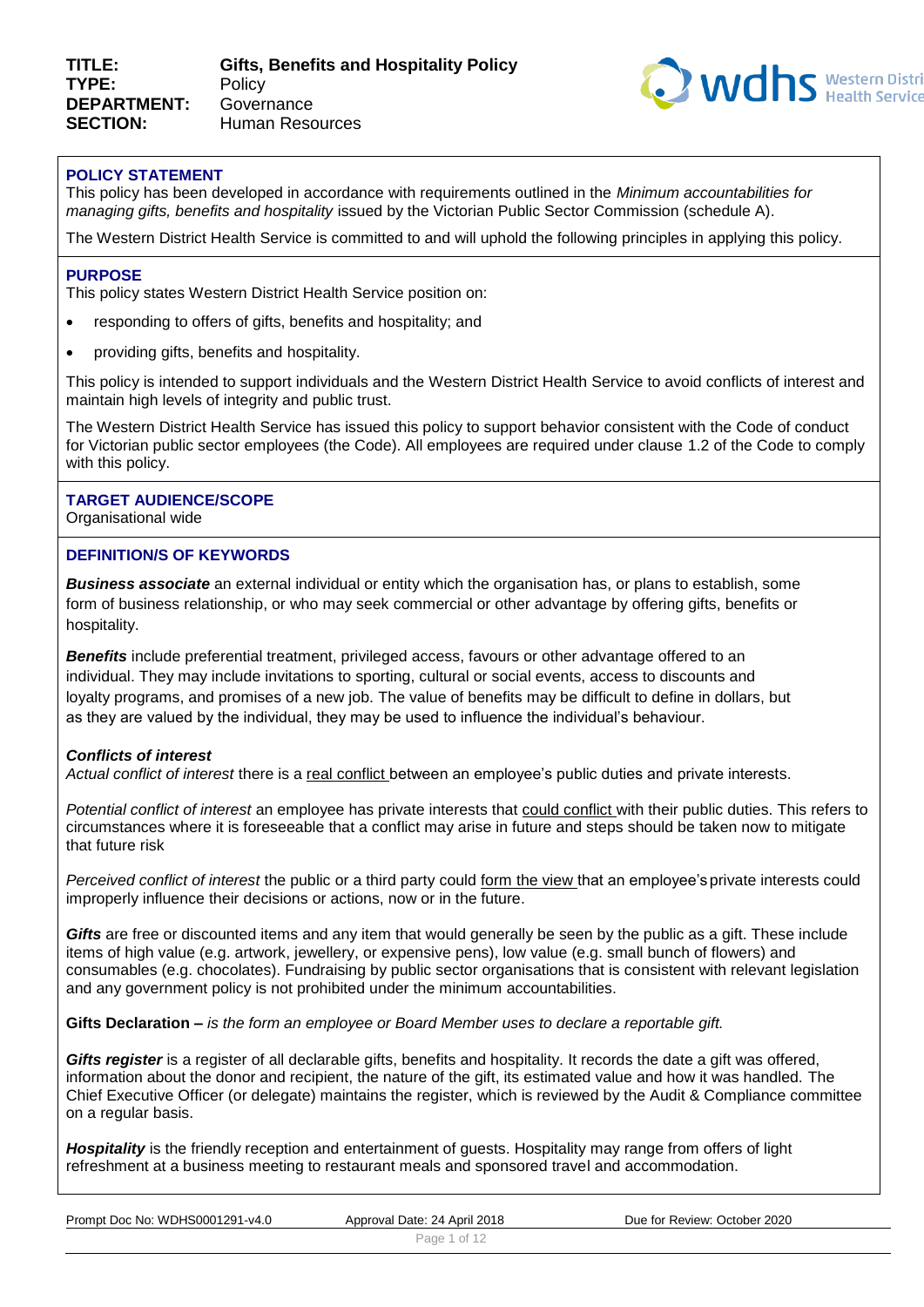**TITLE:** **Gifts, Benefits and Hospitality Policy**
**TYPE:** Policy
**DEPARTMENT:** Governance
**SECTION:** Human Resources

## POLICY STATEMENT

This policy has been developed in accordance with requirements outlined in the *Minimum accountabilities for managing gifts, benefits and hospitality* issued by the Victorian Public Sector Commission (schedule A).

The Western District Health Service is committed to and will uphold the following principles in applying this policy.

## PURPOSE

This policy states Western District Health Service position on:

- responding to offers of gifts, benefits and hospitality; and
- providing gifts, benefits and hospitality.

This policy is intended to support individuals and the Western District Health Service to avoid conflicts of interest and maintain high levels of integrity and public trust.

The Western District Health Service has issued this policy to support behavior consistent with the Code of conduct for Victorian public sector employees (the Code). All employees are required under clause 1.2 of the Code to comply with this policy.

## TARGET AUDIENCE/SCOPE

Organisational wide

## DEFINITION/S OF KEYWORDS

***Business associate*** an external individual or entity which the organisation has, or plans to establish, some form of business relationship, or who may seek commercial or other advantage by offering gifts, benefits or hospitality.

***Benefits*** include preferential treatment, privileged access, favours or other advantage offered to an individual. They may include invitations to sporting, cultural or social events, access to discounts and loyalty programs, and promises of a new job. The value of benefits may be difficult to define in dollars, but as they are valued by the individual, they may be used to influence the individual's behaviour.

***Conflicts of interest***

*Actual conflict of interest* there is a real conflict between an employee's public duties and private interests.

*Potential conflict of interest* an employee has private interests that could conflict with their public duties. This refers to circumstances where it is foreseeable that a conflict may arise in future and steps should be taken now to mitigate that future risk

*Perceived conflict of interest* the public or a third party could form the view that an employee's private interests could improperly influence their decisions or actions, now or in the future.

***Gifts*** are free or discounted items and any item that would generally be seen by the public as a gift. These include items of high value (e.g. artwork, jewellery, or expensive pens), low value (e.g. small bunch of flowers) and consumables (e.g. chocolates). Fundraising by public sector organisations that is consistent with relevant legislation and any government policy is not prohibited under the minimum accountabilities.

**Gifts Declaration –** *is the form an employee or Board Member uses to declare a reportable gift.*

***Gifts register*** is a register of all declarable gifts, benefits and hospitality. It records the date a gift was offered, information about the donor and recipient, the nature of the gift, its estimated value and how it was handled. The Chief Executive Officer (or delegate) maintains the register, which is reviewed by the Audit & Compliance committee on a regular basis.

***Hospitality*** is the friendly reception and entertainment of guests. Hospitality may range from offers of light refreshment at a business meeting to restaurant meals and sponsored travel and accommodation.

Prompt Doc No: WDHS0001291-v4.0 | Approval Date: 24 April 2018 | Due for Review: October 2020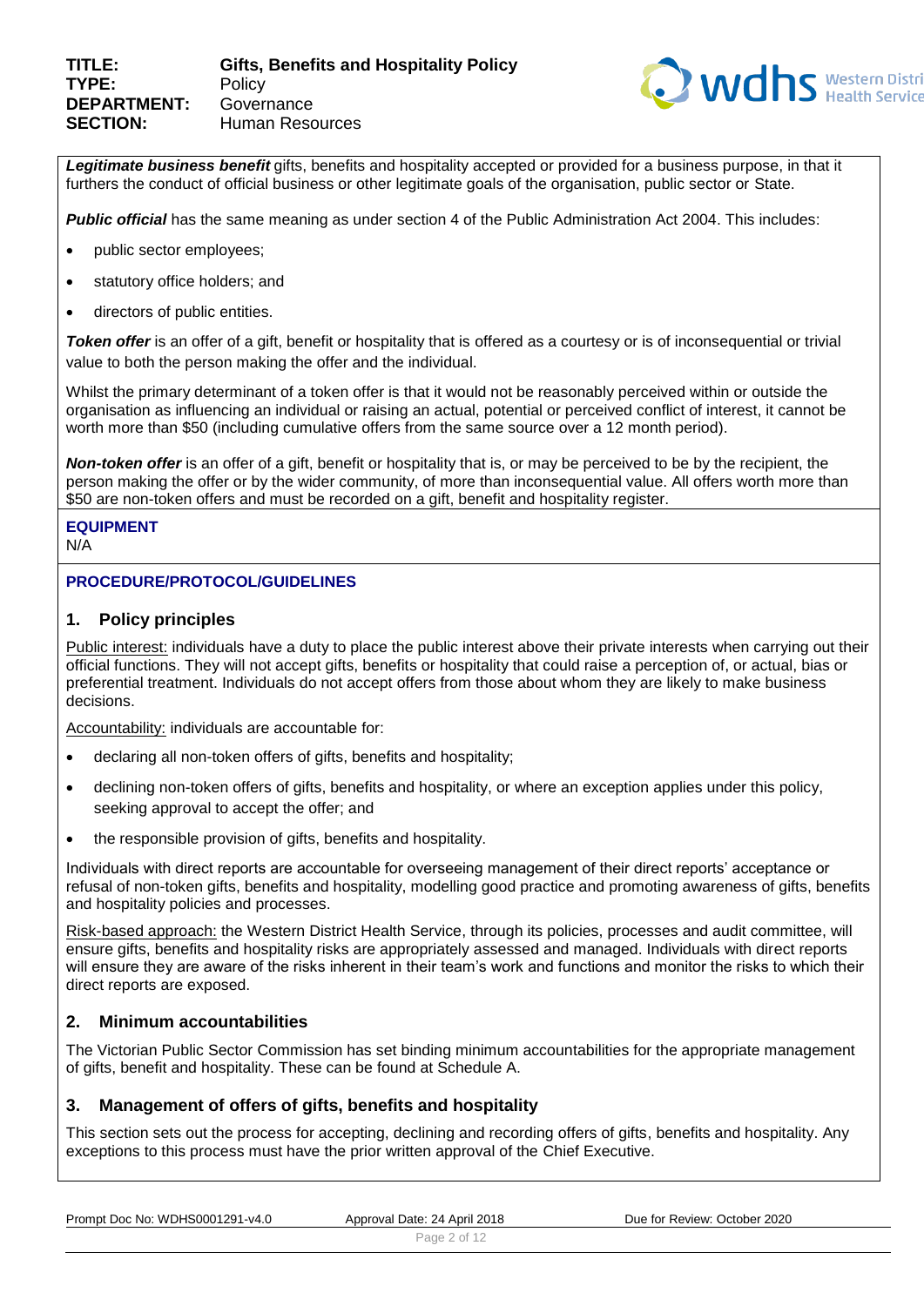***Legitimate business benefit*** gifts, benefits and hospitality accepted or provided for a business purpose, in that it furthers the conduct of official business or other legitimate goals of the organisation, public sector or State.

***Public official*** has the same meaning as under section 4 of the Public Administration Act 2004. This includes:

- public sector employees;
- statutory office holders; and
- directors of public entities.

***Token offer*** is an offer of a gift, benefit or hospitality that is offered as a courtesy or is of inconsequential or trivial value to both the person making the offer and the individual.

Whilst the primary determinant of a token offer is that it would not be reasonably perceived within or outside the organisation as influencing an individual or raising an actual, potential or perceived conflict of interest, it cannot be worth more than $50 (including cumulative offers from the same source over a 12 month period).

***Non-token offer*** is an offer of a gift, benefit or hospitality that is, or may be perceived to be by the recipient, the person making the offer or by the wider community, of more than inconsequential value. All offers worth more than $50 are non-token offers and must be recorded on a gift, benefit and hospitality register.

**EQUIPMENT**

N/A

**PROCEDURE/PROTOCOL/GUIDELINES**

## 1. Policy principles

Public interest: individuals have a duty to place the public interest above their private interests when carrying out their official functions. They will not accept gifts, benefits or hospitality that could raise a perception of, or actual, bias or preferential treatment. Individuals do not accept offers from those about whom they are likely to make business decisions.

Accountability: individuals are accountable for:

- declaring all non-token offers of gifts, benefits and hospitality;
- declining non-token offers of gifts, benefits and hospitality, or where an exception applies under this policy, seeking approval to accept the offer; and
- the responsible provision of gifts, benefits and hospitality.

Individuals with direct reports are accountable for overseeing management of their direct reports' acceptance or refusal of non-token gifts, benefits and hospitality, modelling good practice and promoting awareness of gifts, benefits and hospitality policies and processes.

Risk-based approach: the Western District Health Service, through its policies, processes and audit committee, will ensure gifts, benefits and hospitality risks are appropriately assessed and managed. Individuals with direct reports will ensure they are aware of the risks inherent in their team's work and functions and monitor the risks to which their direct reports are exposed.

## 2. Minimum accountabilities

The Victorian Public Sector Commission has set binding minimum accountabilities for the appropriate management of gifts, benefit and hospitality. These can be found at Schedule A.

## 3. Management of offers of gifts, benefits and hospitality

This section sets out the process for accepting, declining and recording offers of gifts, benefits and hospitality. Any exceptions to this process must have the prior written approval of the Chief Executive.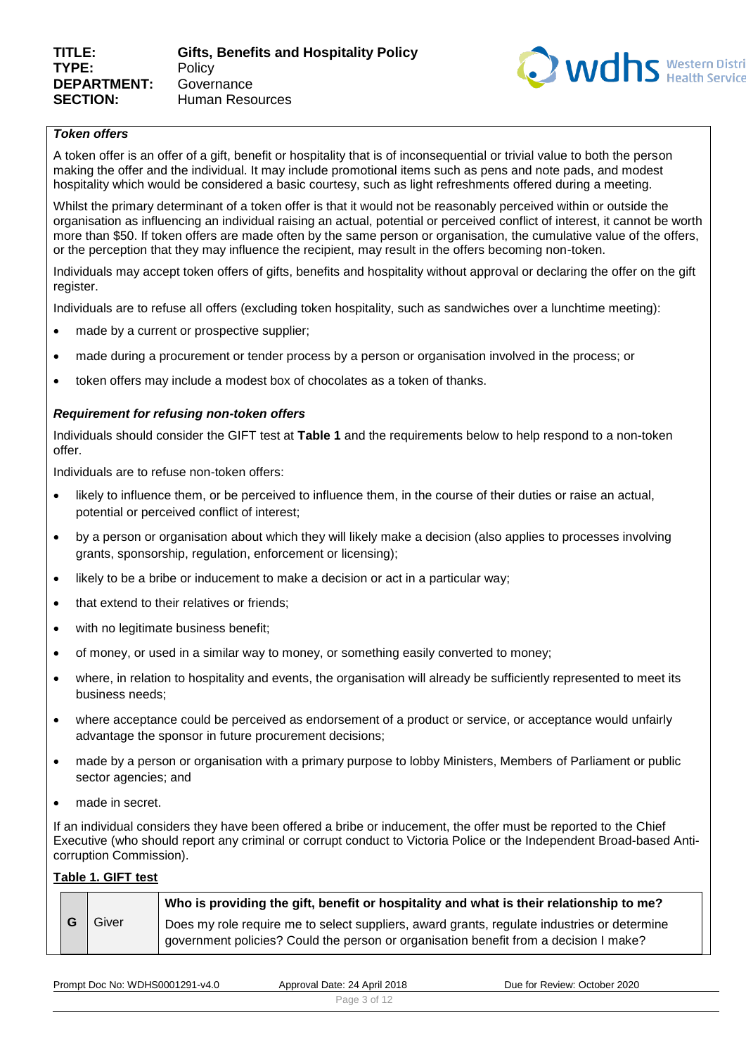***Token offers***

A token offer is an offer of a gift, benefit or hospitality that is of inconsequential or trivial value to both the person making the offer and the individual. It may include promotional items such as pens and note pads, and modest hospitality which would be considered a basic courtesy, such as light refreshments offered during a meeting.

Whilst the primary determinant of a token offer is that it would not be reasonably perceived within or outside the organisation as influencing an individual raising an actual, potential or perceived conflict of interest, it cannot be worth more than $50. If token offers are made often by the same person or organisation, the cumulative value of the offers, or the perception that they may influence the recipient, may result in the offers becoming non-token.

Individuals may accept token offers of gifts, benefits and hospitality without approval or declaring the offer on the gift register.

Individuals are to refuse all offers (excluding token hospitality, such as sandwiches over a lunchtime meeting):

- made by a current or prospective supplier;
- made during a procurement or tender process by a person or organisation involved in the process; or
- token offers may include a modest box of chocolates as a token of thanks.

***Requirement for refusing non-token offers***

Individuals should consider the GIFT test at **Table 1** and the requirements below to help respond to a non-token offer.

Individuals are to refuse non-token offers:

- likely to influence them, or be perceived to influence them, in the course of their duties or raise an actual, potential or perceived conflict of interest;
- by a person or organisation about which they will likely make a decision (also applies to processes involving grants, sponsorship, regulation, enforcement or licensing);
- likely to be a bribe or inducement to make a decision or act in a particular way;
- that extend to their relatives or friends;
- with no legitimate business benefit;
- of money, or used in a similar way to money, or something easily converted to money;
- where, in relation to hospitality and events, the organisation will already be sufficiently represented to meet its business needs;
- where acceptance could be perceived as endorsement of a product or service, or acceptance would unfairly advantage the sponsor in future procurement decisions;
- made by a person or organisation with a primary purpose to lobby Ministers, Members of Parliament or public sector agencies; and
- made in secret.

If an individual considers they have been offered a bribe or inducement, the offer must be reported to the Chief Executive (who should report any criminal or corrupt conduct to Victoria Police or the Independent Broad-based Anti-corruption Commission).

__Table 1. GIFT test__

| | | |
|---|---|---|
| **G** | Giver | **Who is providing the gift, benefit or hospitality and what is their relationship to me?**<br>Does my role require me to select suppliers, award grants, regulate industries or determine government policies? Could the person or organisation benefit from a decision I make? |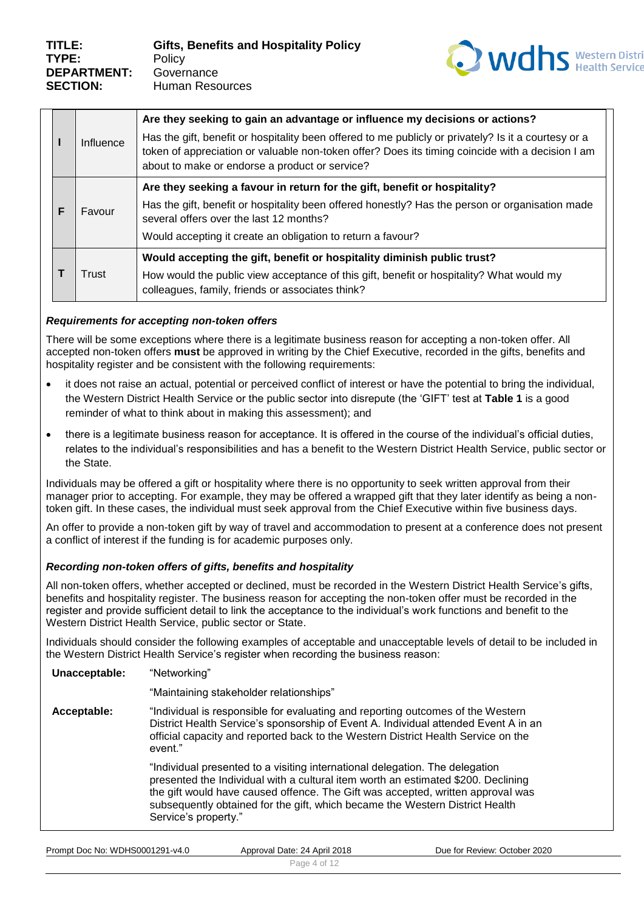| | | |
|---|---|---|
| I | Influence | **Are they seeking to gain an advantage or influence my decisions or actions?** Has the gift, benefit or hospitality been offered to me publicly or privately? Is it a courtesy or a token of appreciation or valuable non-token offer? Does its timing coincide with a decision I am about to make or endorse a product or service? |
| F | Favour | **Are they seeking a favour in return for the gift, benefit or hospitality?** Has the gift, benefit or hospitality been offered honestly? Has the person or organisation made several offers over the last 12 months? Would accepting it create an obligation to return a favour? |
| T | Trust | **Would accepting the gift, benefit or hospitality diminish public trust?** How would the public view acceptance of this gift, benefit or hospitality? What would my colleagues, family, friends or associates think? |

***Requirements for accepting non-token offers***

There will be some exceptions where there is a legitimate business reason for accepting a non-token offer. All accepted non-token offers **must** be approved in writing by the Chief Executive, recorded in the gifts, benefits and hospitality register and be consistent with the following requirements:

- it does not raise an actual, potential or perceived conflict of interest or have the potential to bring the individual, the Western District Health Service or the public sector into disrepute (the 'GIFT' test at **Table 1** is a good reminder of what to think about in making this assessment); and
- there is a legitimate business reason for acceptance. It is offered in the course of the individual's official duties, relates to the individual's responsibilities and has a benefit to the Western District Health Service, public sector or the State.

Individuals may be offered a gift or hospitality where there is no opportunity to seek written approval from their manager prior to accepting. For example, they may be offered a wrapped gift that they later identify as being a non-token gift. In these cases, the individual must seek approval from the Chief Executive within five business days.

An offer to provide a non-token gift by way of travel and accommodation to present at a conference does not present a conflict of interest if the funding is for academic purposes only.

***Recording non-token offers of gifts, benefits and hospitality***

All non-token offers, whether accepted or declined, must be recorded in the Western District Health Service's gifts, benefits and hospitality register. The business reason for accepting the non-token offer must be recorded in the register and provide sufficient detail to link the acceptance to the individual's work functions and benefit to the Western District Health Service, public sector or State.

Individuals should consider the following examples of acceptable and unacceptable levels of detail to be included in the Western District Health Service's register when recording the business reason:

| | |
|---|---|
| **Unacceptable:** | "Networking" |
| | "Maintaining stakeholder relationships" |
| **Acceptable:** | "Individual is responsible for evaluating and reporting outcomes of the Western District Health Service's sponsorship of Event A. Individual attended Event A in an official capacity and reported back to the Western District Health Service on the event." |
| | "Individual presented to a visiting international delegation. The delegation presented the Individual with a cultural item worth an estimated $200. Declining the gift would have caused offence. The Gift was accepted, written approval was subsequently obtained for the gift, which became the Western District Health Service's property." |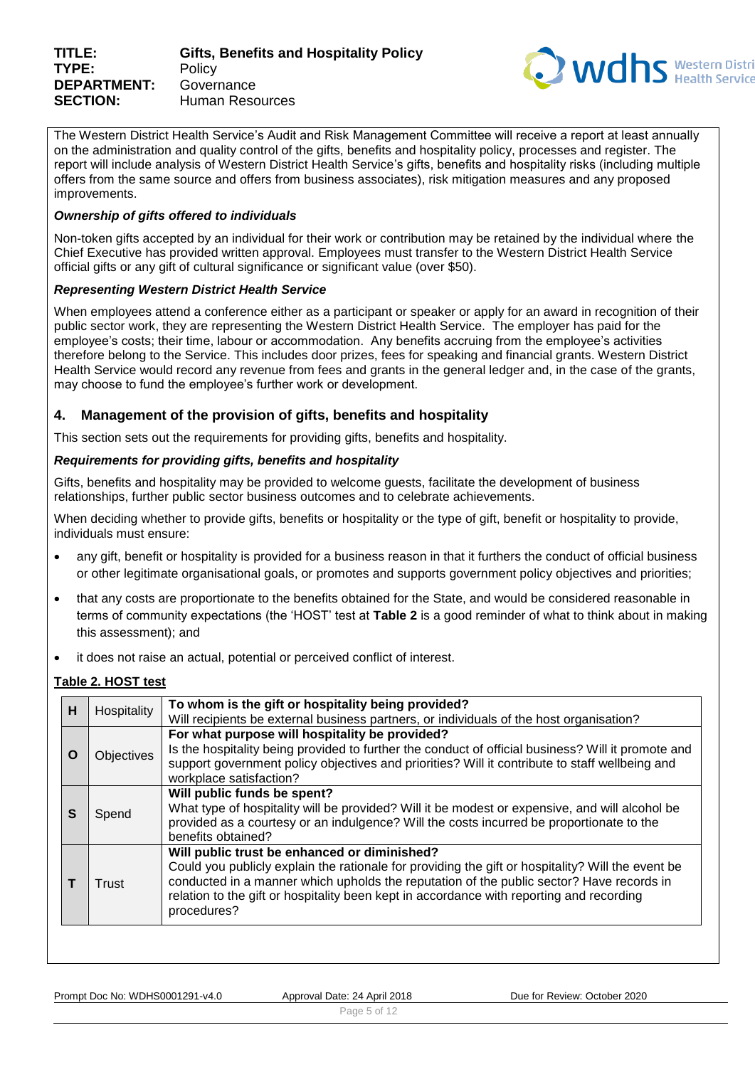The Western District Health Service's Audit and Risk Management Committee will receive a report at least annually on the administration and quality control of the gifts, benefits and hospitality policy, processes and register. The report will include analysis of Western District Health Service's gifts, benefits and hospitality risks (including multiple offers from the same source and offers from business associates), risk mitigation measures and any proposed improvements.

***Ownership of gifts offered to individuals***

Non-token gifts accepted by an individual for their work or contribution may be retained by the individual where the Chief Executive has provided written approval. Employees must transfer to the Western District Health Service official gifts or any gift of cultural significance or significant value (over $50).

***Representing Western District Health Service***

When employees attend a conference either as a participant or speaker or apply for an award in recognition of their public sector work, they are representing the Western District Health Service. The employer has paid for the employee's costs; their time, labour or accommodation. Any benefits accruing from the employee's activities therefore belong to the Service. This includes door prizes, fees for speaking and financial grants. Western District Health Service would record any revenue from fees and grants in the general ledger and, in the case of the grants, may choose to fund the employee's further work or development.

## 4. Management of the provision of gifts, benefits and hospitality

This section sets out the requirements for providing gifts, benefits and hospitality.

***Requirements for providing gifts, benefits and hospitality***

Gifts, benefits and hospitality may be provided to welcome guests, facilitate the development of business relationships, further public sector business outcomes and to celebrate achievements.

When deciding whether to provide gifts, benefits or hospitality or the type of gift, benefit or hospitality to provide, individuals must ensure:

- any gift, benefit or hospitality is provided for a business reason in that it furthers the conduct of official business or other legitimate organisational goals, or promotes and supports government policy objectives and priorities;
- that any costs are proportionate to the benefits obtained for the State, and would be considered reasonable in terms of community expectations (the 'HOST' test at **Table 2** is a good reminder of what to think about in making this assessment); and
- it does not raise an actual, potential or perceived conflict of interest.

**Table 2. HOST test**

| | | |
|---|---|---|
| **H** | Hospitality | **To whom is the gift or hospitality being provided?**<br>Will recipients be external business partners, or individuals of the host organisation? |
| **O** | Objectives | **For what purpose will hospitality be provided?**<br>Is the hospitality being provided to further the conduct of official business? Will it promote and support government policy objectives and priorities? Will it contribute to staff wellbeing and workplace satisfaction? |
| **S** | Spend | **Will public funds be spent?**<br>What type of hospitality will be provided? Will it be modest or expensive, and will alcohol be provided as a courtesy or an indulgence? Will the costs incurred be proportionate to the benefits obtained? |
| **T** | Trust | **Will public trust be enhanced or diminished?**<br>Could you publicly explain the rationale for providing the gift or hospitality? Will the event be conducted in a manner which upholds the reputation of the public sector? Have records in relation to the gift or hospitality been kept in accordance with reporting and recording procedures? |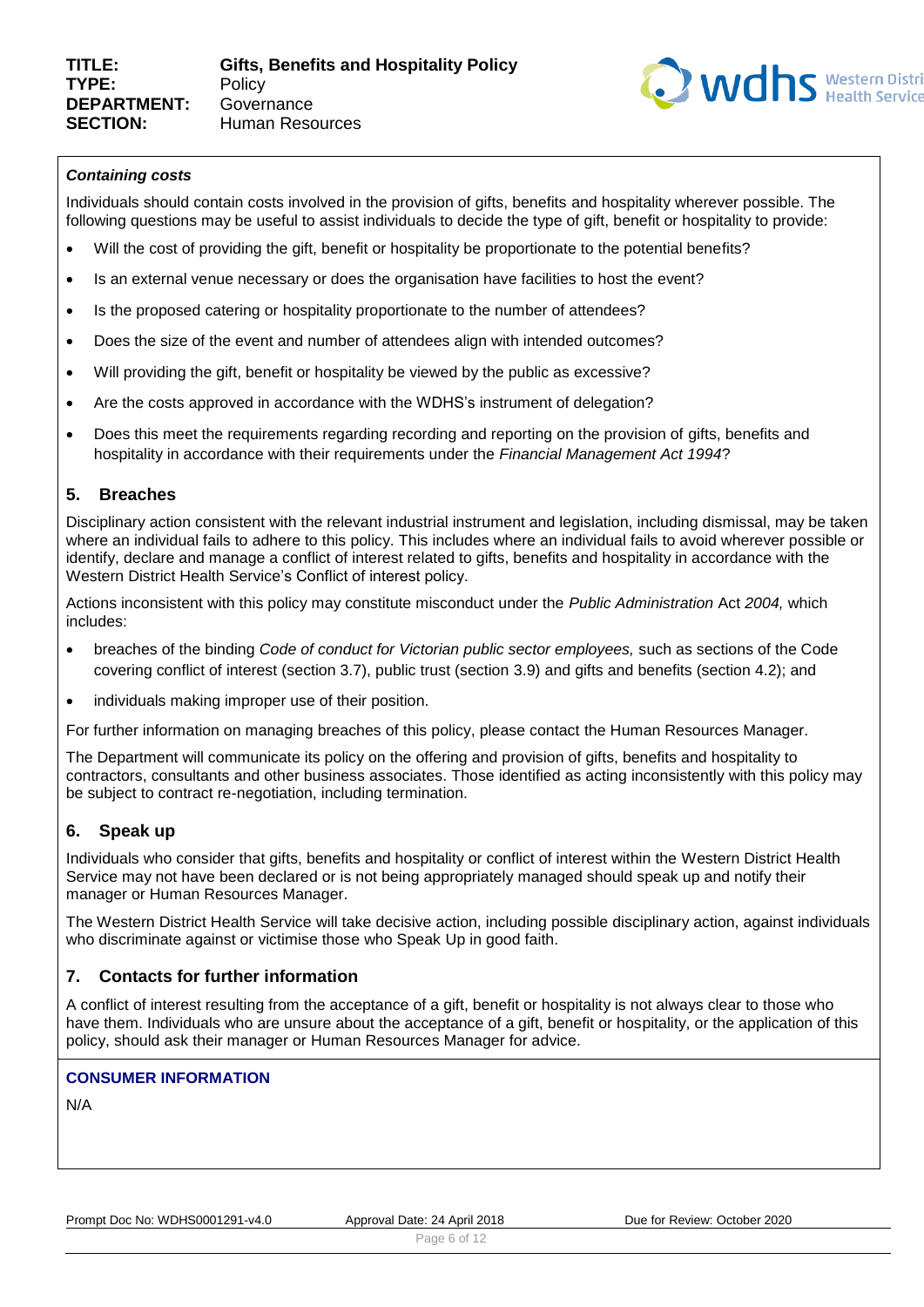### *Containing costs*

Individuals should contain costs involved in the provision of gifts, benefits and hospitality wherever possible. The following questions may be useful to assist individuals to decide the type of gift, benefit or hospitality to provide:

- Will the cost of providing the gift, benefit or hospitality be proportionate to the potential benefits?
- Is an external venue necessary or does the organisation have facilities to host the event?
- Is the proposed catering or hospitality proportionate to the number of attendees?
- Does the size of the event and number of attendees align with intended outcomes?
- Will providing the gift, benefit or hospitality be viewed by the public as excessive?
- Are the costs approved in accordance with the WDHS's instrument of delegation?
- Does this meet the requirements regarding recording and reporting on the provision of gifts, benefits and hospitality in accordance with their requirements under the *Financial Management Act 1994*?

## 5. Breaches

Disciplinary action consistent with the relevant industrial instrument and legislation, including dismissal, may be taken where an individual fails to adhere to this policy. This includes where an individual fails to avoid wherever possible or identify, declare and manage a conflict of interest related to gifts, benefits and hospitality in accordance with the Western District Health Service's Conflict of interest policy.

Actions inconsistent with this policy may constitute misconduct under the *Public Administration* Act *2004,* which includes:

- breaches of the binding *Code of conduct for Victorian public sector employees,* such as sections of the Code covering conflict of interest (section 3.7), public trust (section 3.9) and gifts and benefits (section 4.2); and
- individuals making improper use of their position.

For further information on managing breaches of this policy, please contact the Human Resources Manager.

The Department will communicate its policy on the offering and provision of gifts, benefits and hospitality to contractors, consultants and other business associates. Those identified as acting inconsistently with this policy may be subject to contract re-negotiation, including termination.

## 6. Speak up

Individuals who consider that gifts, benefits and hospitality or conflict of interest within the Western District Health Service may not have been declared or is not being appropriately managed should speak up and notify their manager or Human Resources Manager.

The Western District Health Service will take decisive action, including possible disciplinary action, against individuals who discriminate against or victimise those who Speak Up in good faith.

## 7. Contacts for further information

A conflict of interest resulting from the acceptance of a gift, benefit or hospitality is not always clear to those who have them. Individuals who are unsure about the acceptance of a gift, benefit or hospitality, or the application of this policy, should ask their manager or Human Resources Manager for advice.

**CONSUMER INFORMATION**

N/A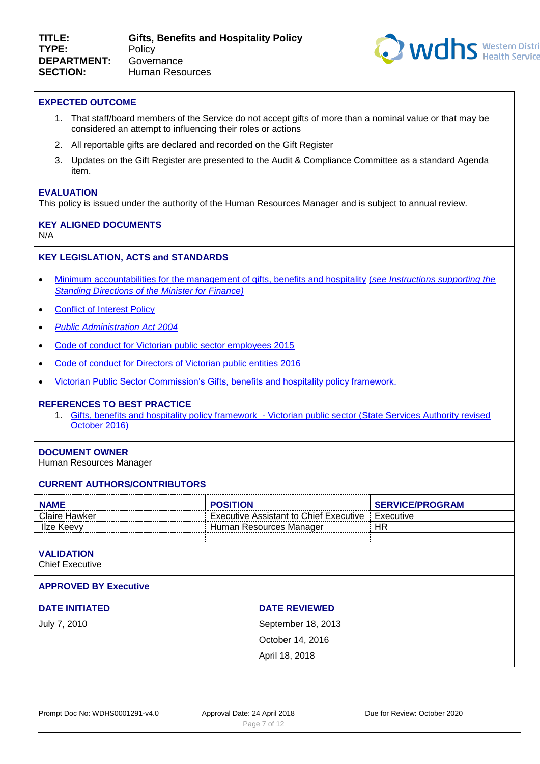| | |
|---|---|
| **TITLE:** | **Gifts, Benefits and Hospitality Policy** |
| **TYPE:** | Policy |
| **DEPARTMENT:** | Governance |
| **SECTION:** | Human Resources |

## EXPECTED OUTCOME

1. That staff/board members of the Service do not accept gifts of more than a nominal value or that may be considered an attempt to influencing their roles or actions
2. All reportable gifts are declared and recorded on the Gift Register
3. Updates on the Gift Register are presented to the Audit & Compliance Committee as a standard Agenda item.

## EVALUATION

This policy is issued under the authority of the Human Resources Manager and is subject to annual review.

## KEY ALIGNED DOCUMENTS

N/A

## KEY LEGISLATION, ACTS and STANDARDS

- Minimum accountabilities for the management of gifts, benefits and hospitality (*see Instructions supporting the Standing Directions of the Minister for Finance)*
- Conflict of Interest Policy
- *Public Administration Act 2004*
- Code of conduct for Victorian public sector employees 2015
- Code of conduct for Directors of Victorian public entities 2016
- Victorian Public Sector Commission's Gifts, benefits and hospitality policy framework.

## REFERENCES TO BEST PRACTICE

1. Gifts, benefits and hospitality policy framework - Victorian public sector (State Services Authority revised October 2016)

## DOCUMENT OWNER

Human Resources Manager

## CURRENT AUTHORS/CONTRIBUTORS

| NAME | POSITION | SERVICE/PROGRAM |
|---|---|---|
| Claire Hawker | Executive Assistant to Chief Executive | Executive |
| Ilze Keevy | Human Resources Manager | HR |
| | | |

## VALIDATION

Chief Executive

## APPROVED BY Executive

| DATE INITIATED | DATE REVIEWED |
|---|---|
| July 7, 2010 | September 18, 2013<br>October 14, 2016<br>April 18, 2018 |

Prompt Doc No: WDHS0001291-v4.0 | Approval Date: 24 April 2018 | Due for Review: October 2020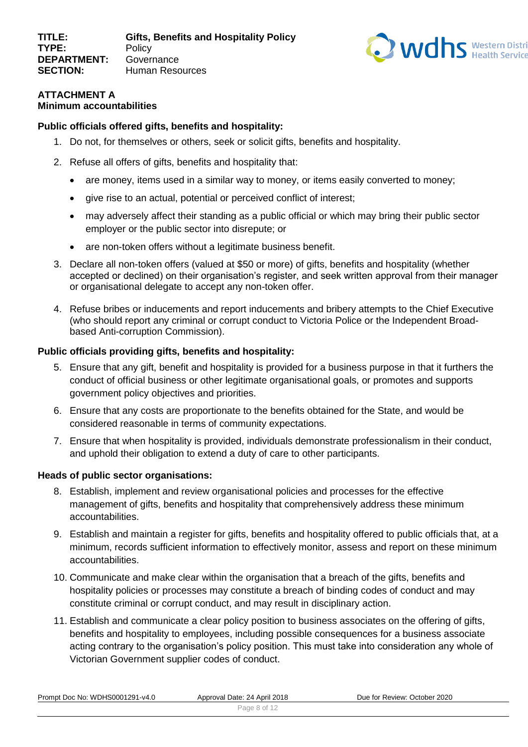**ATTACHMENT A**
**Minimum accountabilities**

**Public officials offered gifts, benefits and hospitality:**

1. Do not, for themselves or others, seek or solicit gifts, benefits and hospitality.
2. Refuse all offers of gifts, benefits and hospitality that:
   - are money, items used in a similar way to money, or items easily converted to money;
   - give rise to an actual, potential or perceived conflict of interest;
   - may adversely affect their standing as a public official or which may bring their public sector employer or the public sector into disrepute; or
   - are non-token offers without a legitimate business benefit.
3. Declare all non-token offers (valued at $50 or more) of gifts, benefits and hospitality (whether accepted or declined) on their organisation's register, and seek written approval from their manager or organisational delegate to accept any non-token offer.
4. Refuse bribes or inducements and report inducements and bribery attempts to the Chief Executive (who should report any criminal or corrupt conduct to Victoria Police or the Independent Broad-based Anti-corruption Commission).

**Public officials providing gifts, benefits and hospitality:**

5. Ensure that any gift, benefit and hospitality is provided for a business purpose in that it furthers the conduct of official business or other legitimate organisational goals, or promotes and supports government policy objectives and priorities.
6. Ensure that any costs are proportionate to the benefits obtained for the State, and would be considered reasonable in terms of community expectations.
7. Ensure that when hospitality is provided, individuals demonstrate professionalism in their conduct, and uphold their obligation to extend a duty of care to other participants.

**Heads of public sector organisations:**

8. Establish, implement and review organisational policies and processes for the effective management of gifts, benefits and hospitality that comprehensively address these minimum accountabilities.
9. Establish and maintain a register for gifts, benefits and hospitality offered to public officials that, at a minimum, records sufficient information to effectively monitor, assess and report on these minimum accountabilities.
10. Communicate and make clear within the organisation that a breach of the gifts, benefits and hospitality policies or processes may constitute a breach of binding codes of conduct and may constitute criminal or corrupt conduct, and may result in disciplinary action.
11. Establish and communicate a clear policy position to business associates on the offering of gifts, benefits and hospitality to employees, including possible consequences for a business associate acting contrary to the organisation's policy position. This must take into consideration any whole of Victorian Government supplier codes of conduct.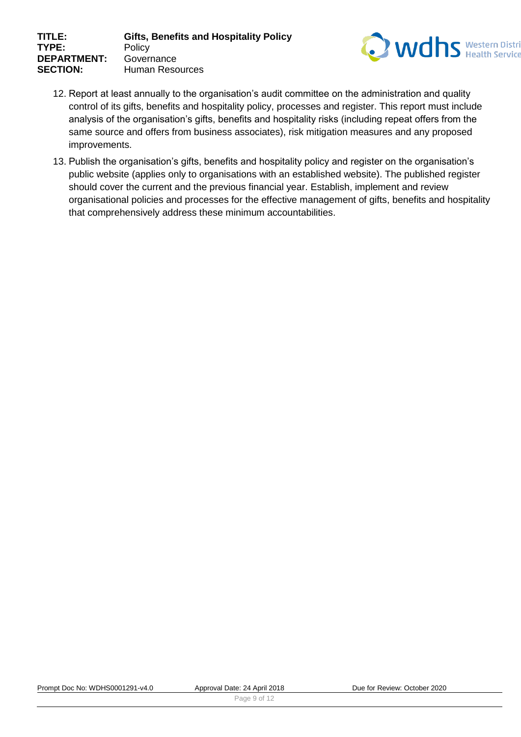12. Report at least annually to the organisation's audit committee on the administration and quality control of its gifts, benefits and hospitality policy, processes and register. This report must include analysis of the organisation's gifts, benefits and hospitality risks (including repeat offers from the same source and offers from business associates), risk mitigation measures and any proposed improvements.
13. Publish the organisation's gifts, benefits and hospitality policy and register on the organisation's public website (applies only to organisations with an established website). The published register should cover the current and the previous financial year. Establish, implement and review organisational policies and processes for the effective management of gifts, benefits and hospitality that comprehensively address these minimum accountabilities.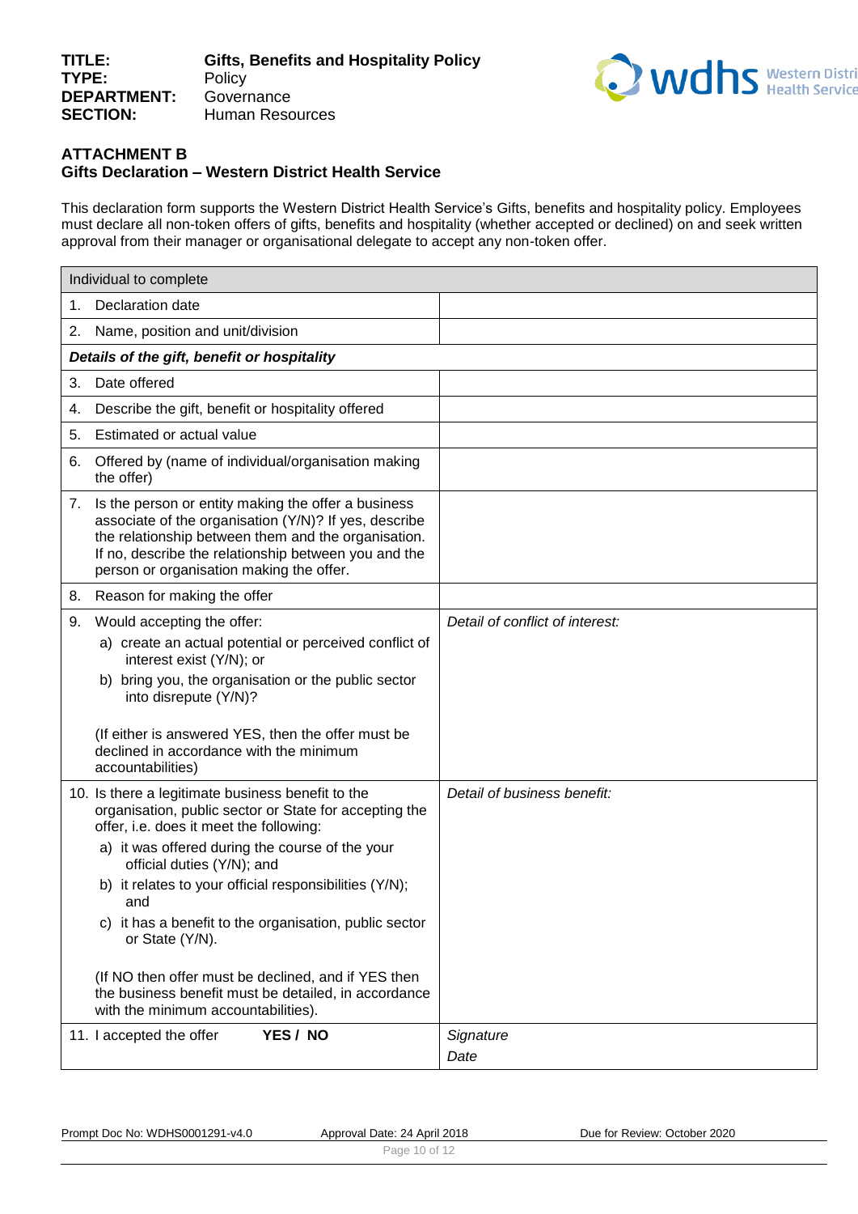## ATTACHMENT B
## Gifts Declaration – Western District Health Service

This declaration form supports the Western District Health Service's Gifts, benefits and hospitality policy. Employees must declare all non-token offers of gifts, benefits and hospitality (whether accepted or declined) on and seek written approval from their manager or organisational delegate to accept any non-token offer.

| Individual to complete | |
|---|---|
| 1. Declaration date | |
| 2. Name, position and unit/division | |
| ***Details of the gift, benefit or hospitality*** | |
| 3. Date offered | |
| 4. Describe the gift, benefit or hospitality offered | |
| 5. Estimated or actual value | |
| 6. Offered by (name of individual/organisation making the offer) | |
| 7. Is the person or entity making the offer a business associate of the organisation (Y/N)? If yes, describe the relationship between them and the organisation. If no, describe the relationship between you and the person or organisation making the offer. | |
| 8. Reason for making the offer | |
| 9. Would accepting the offer:<br>a) create an actual potential or perceived conflict of interest exist (Y/N); or<br>b) bring you, the organisation or the public sector into disrepute (Y/N)?<br><br>(If either is answered YES, then the offer must be declined in accordance with the minimum accountabilities) | *Detail of conflict of interest:* |
| 10. Is there a legitimate business benefit to the organisation, public sector or State for accepting the offer, i.e. does it meet the following:<br>a) it was offered during the course of the your official duties (Y/N); and<br>b) it relates to your official responsibilities (Y/N); and<br>c) it has a benefit to the organisation, public sector or State (Y/N).<br><br>(If NO then offer must be declined, and if YES then the business benefit must be detailed, in accordance with the minimum accountabilities). | *Detail of business benefit:* |
| 11. I accepted the offer **YES / NO** | *Signature*<br>*Date* |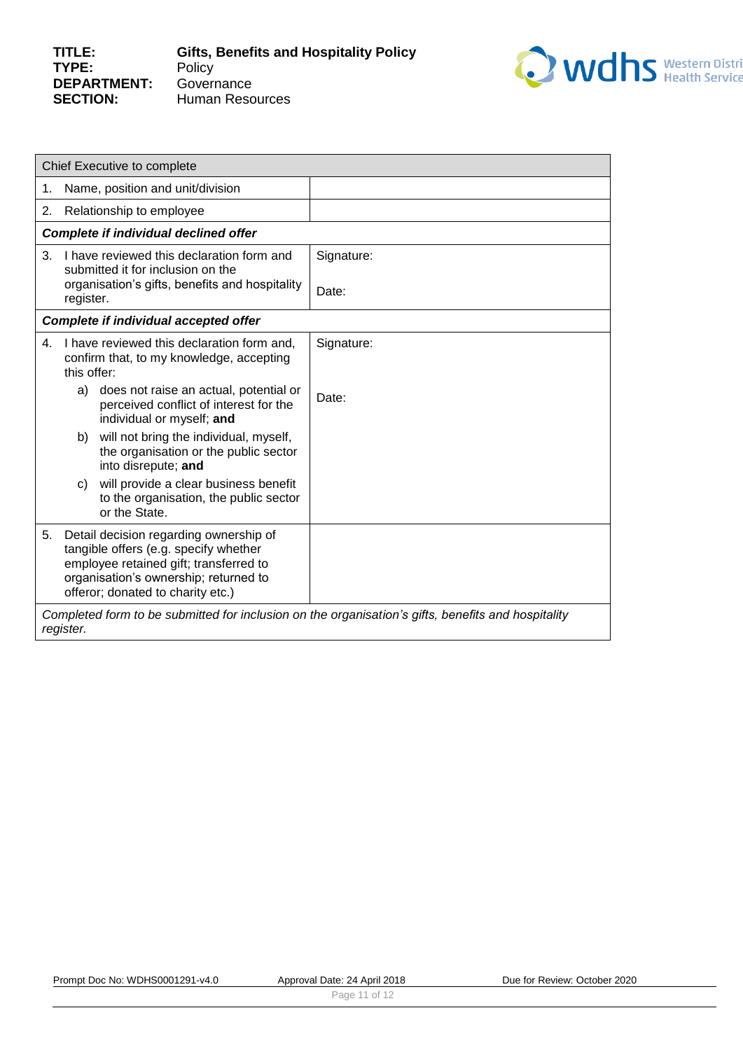| Chief Executive to complete | |
|---|---|
| 1. Name, position and unit/division | |
| 2. Relationship to employee | |
| ***Complete if individual declined offer*** | |
| 3. I have reviewed this declaration form and submitted it for inclusion on the organisation's gifts, benefits and hospitality register. | Signature:<br><br>Date: |
| ***Complete if individual accepted offer*** | |
| 4. I have reviewed this declaration form and, confirm that, to my knowledge, accepting this offer:<br>a) does not raise an actual, potential or perceived conflict of interest for the individual or myself; **and**<br>b) will not bring the individual, myself, the organisation or the public sector into disrepute; **and**<br>c) will provide a clear business benefit to the organisation, the public sector or the State. | Signature:<br><br>Date: |
| 5. Detail decision regarding ownership of tangible offers (e.g. specify whether employee retained gift; transferred to organisation's ownership; returned to offeror; donated to charity etc.) | |
| *Completed form to be submitted for inclusion on the organisation's gifts, benefits and hospitality register.* | |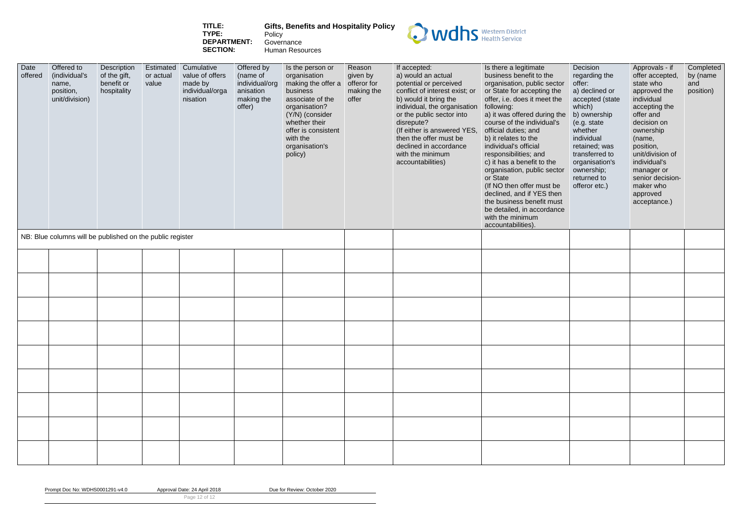| Date offered | Offered to (individual's name, position, unit/division) | Description of the gift, benefit or hospitality | Estimated or actual value | Cumulative value of offers made by individual/organisation | Offered by (name of individual/organisation making the offer) | Is the person or organisation making the offer a business associate of the organisation? (Y/N) (consider whether their offer is consistent with the organisation's policy) | Reason given by offeror for making the offer | If accepted: a) would an actual potential or perceived conflict of interest exist; or b) would it bring the individual, the organisation or the public sector into disrepute? (If either is answered YES, then the offer must be declined in accordance with the minimum accountabilities) | Is there a legitimate business benefit to the organisation, public sector or State for accepting the offer, i.e. does it meet the following: a) it was offered during the course of the individual's official duties; and b) it relates to the individual's official responsibilities; and c) it has a benefit to the organisation, public sector or State (If NO then offer must be declined, and if YES then the business benefit must be detailed, in accordance with the minimum accountabilities). | Decision regarding the offer: a) declined or accepted (state which) b) ownership (e.g. state whether individual retained; was transferred to organisation's ownership; returned to offeror etc.) | Approvals - if offer accepted, state who approved the individual accepting the offer and decision on ownership (name, position, unit/division of individual's manager or senior decision-maker who approved acceptance.) | Completed by (name and position) |
|---|---|---|---|---|---|---|---|---|---|---|---|---|
| NB: Blue columns will be published on the public register | | | | | | | | | | | | |
| | | | | | | | | | | | | |
| | | | | | | | | | | | | |
| | | | | | | | | | | | | |
| | | | | | | | | | | | | |
| | | | | | | | | | | | | |
| | | | | | | | | | | | | |
| | | | | | | | | | | | | |
| | | | | | | | | | | | | |
| | | | | | | | | | | | | |